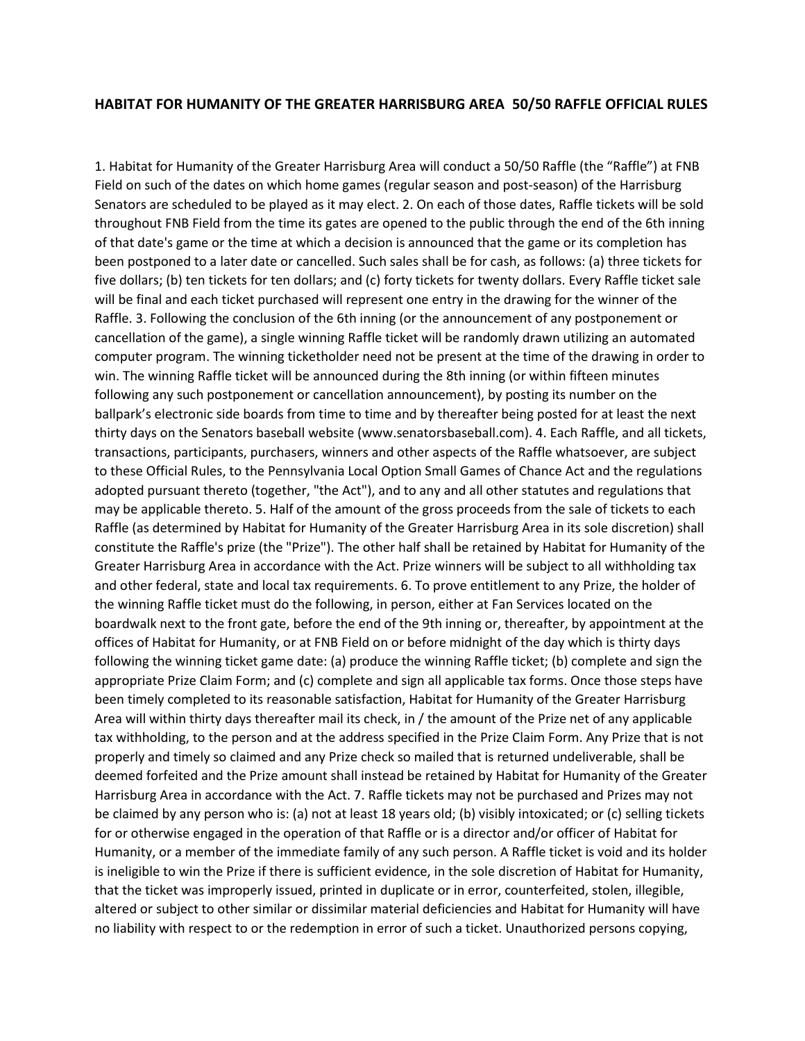# HABITAT FOR HUMANITY OF THE GREATER HARRISBURG AREA 50/50 RAFFLE OFFICIAL RULES

1. Habitat for Humanity of the Greater Harrisburg Area will conduct a 50/50 Raffle (the "Raffle") at FNB Field on such of the dates on which home games (regular season and post-season) of the Harrisburg Senators are scheduled to be played as it may elect. 2. On each of those dates, Raffle tickets will be sold throughout FNB Field from the time its gates are opened to the public through the end of the 6th inning of that date's game or the time at which a decision is announced that the game or its completion has been postponed to a later date or cancelled. Such sales shall be for cash, as follows: (a) three tickets for five dollars; (b) ten tickets for ten dollars; and (c) forty tickets for twenty dollars. Every Raffle ticket sale will be final and each ticket purchased will represent one entry in the drawing for the winner of the Raffle. 3. Following the conclusion of the 6th inning (or the announcement of any postponement or cancellation of the game), a single winning Raffle ticket will be randomly drawn utilizing an automated computer program. The winning ticketholder need not be present at the time of the drawing in order to win. The winning Raffle ticket will be announced during the 8th inning (or within fifteen minutes following any such postponement or cancellation announcement), by posting its number on the ballpark's electronic side boards from time to time and by thereafter being posted for at least the next thirty days on the Senators baseball website (www.senatorsbaseball.com). 4. Each Raffle, and all tickets, transactions, participants, purchasers, winners and other aspects of the Raffle whatsoever, are subject to these Official Rules, to the Pennsylvania Local Option Small Games of Chance Act and the regulations adopted pursuant thereto (together, "the Act"), and to any and all other statutes and regulations that may be applicable thereto. 5. Half of the amount of the gross proceeds from the sale of tickets to each Raffle (as determined by Habitat for Humanity of the Greater Harrisburg Area in its sole discretion) shall constitute the Raffle's prize (the "Prize"). The other half shall be retained by Habitat for Humanity of the Greater Harrisburg Area in accordance with the Act. Prize winners will be subject to all withholding tax and other federal, state and local tax requirements. 6. To prove entitlement to any Prize, the holder of the winning Raffle ticket must do the following, in person, either at Fan Services located on the boardwalk next to the front gate, before the end of the 9th inning or, thereafter, by appointment at the offices of Habitat for Humanity, or at FNB Field on or before midnight of the day which is thirty days following the winning ticket game date: (a) produce the winning Raffle ticket; (b) complete and sign the appropriate Prize Claim Form; and (c) complete and sign all applicable tax forms. Once those steps have been timely completed to its reasonable satisfaction, Habitat for Humanity of the Greater Harrisburg Area will within thirty days thereafter mail its check, in / the amount of the Prize net of any applicable tax withholding, to the person and at the address specified in the Prize Claim Form. Any Prize that is not properly and timely so claimed and any Prize check so mailed that is returned undeliverable, shall be deemed forfeited and the Prize amount shall instead be retained by Habitat for Humanity of the Greater Harrisburg Area in accordance with the Act. 7. Raffle tickets may not be purchased and Prizes may not be claimed by any person who is: (a) not at least 18 years old; (b) visibly intoxicated; or (c) selling tickets for or otherwise engaged in the operation of that Raffle or is a director and/or officer of Habitat for Humanity, or a member of the immediate family of any such person. A Raffle ticket is void and its holder is ineligible to win the Prize if there is sufficient evidence, in the sole discretion of Habitat for Humanity, that the ticket was improperly issued, printed in duplicate or in error, counterfeited, stolen, illegible, altered or subject to other similar or dissimilar material deficiencies and Habitat for Humanity will have no liability with respect to or the redemption in error of such a ticket. Unauthorized persons copying,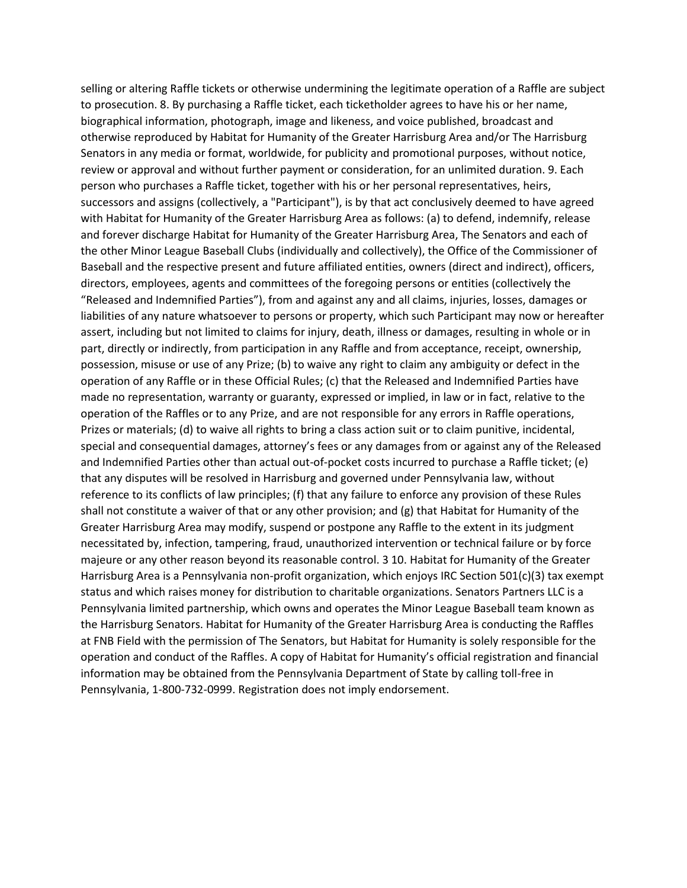selling or altering Raffle tickets or otherwise undermining the legitimate operation of a Raffle are subject to prosecution. 8. By purchasing a Raffle ticket, each ticketholder agrees to have his or her name, biographical information, photograph, image and likeness, and voice published, broadcast and otherwise reproduced by Habitat for Humanity of the Greater Harrisburg Area and/or The Harrisburg Senators in any media or format, worldwide, for publicity and promotional purposes, without notice, review or approval and without further payment or consideration, for an unlimited duration. 9. Each person who purchases a Raffle ticket, together with his or her personal representatives, heirs, successors and assigns (collectively, a "Participant"), is by that act conclusively deemed to have agreed with Habitat for Humanity of the Greater Harrisburg Area as follows: (a) to defend, indemnify, release and forever discharge Habitat for Humanity of the Greater Harrisburg Area, The Senators and each of the other Minor League Baseball Clubs (individually and collectively), the Office of the Commissioner of Baseball and the respective present and future affiliated entities, owners (direct and indirect), officers, directors, employees, agents and committees of the foregoing persons or entities (collectively the "Released and Indemnified Parties"), from and against any and all claims, injuries, losses, damages or liabilities of any nature whatsoever to persons or property, which such Participant may now or hereafter assert, including but not limited to claims for injury, death, illness or damages, resulting in whole or in part, directly or indirectly, from participation in any Raffle and from acceptance, receipt, ownership, possession, misuse or use of any Prize; (b) to waive any right to claim any ambiguity or defect in the operation of any Raffle or in these Official Rules; (c) that the Released and Indemnified Parties have made no representation, warranty or guaranty, expressed or implied, in law or in fact, relative to the operation of the Raffles or to any Prize, and are not responsible for any errors in Raffle operations, Prizes or materials; (d) to waive all rights to bring a class action suit or to claim punitive, incidental, special and consequential damages, attorney's fees or any damages from or against any of the Released and Indemnified Parties other than actual out-of-pocket costs incurred to purchase a Raffle ticket; (e) that any disputes will be resolved in Harrisburg and governed under Pennsylvania law, without reference to its conflicts of law principles; (f) that any failure to enforce any provision of these Rules shall not constitute a waiver of that or any other provision; and (g) that Habitat for Humanity of the Greater Harrisburg Area may modify, suspend or postpone any Raffle to the extent in its judgment necessitated by, infection, tampering, fraud, unauthorized intervention or technical failure or by force majeure or any other reason beyond its reasonable control. 3 10. Habitat for Humanity of the Greater Harrisburg Area is a Pennsylvania non-profit organization, which enjoys IRC Section 501(c)(3) tax exempt status and which raises money for distribution to charitable organizations. Senators Partners LLC is a Pennsylvania limited partnership, which owns and operates the Minor League Baseball team known as the Harrisburg Senators. Habitat for Humanity of the Greater Harrisburg Area is conducting the Raffles at FNB Field with the permission of The Senators, but Habitat for Humanity is solely responsible for the operation and conduct of the Raffles. A copy of Habitat for Humanity's official registration and financial information may be obtained from the Pennsylvania Department of State by calling toll-free in Pennsylvania, 1-800-732-0999. Registration does not imply endorsement.